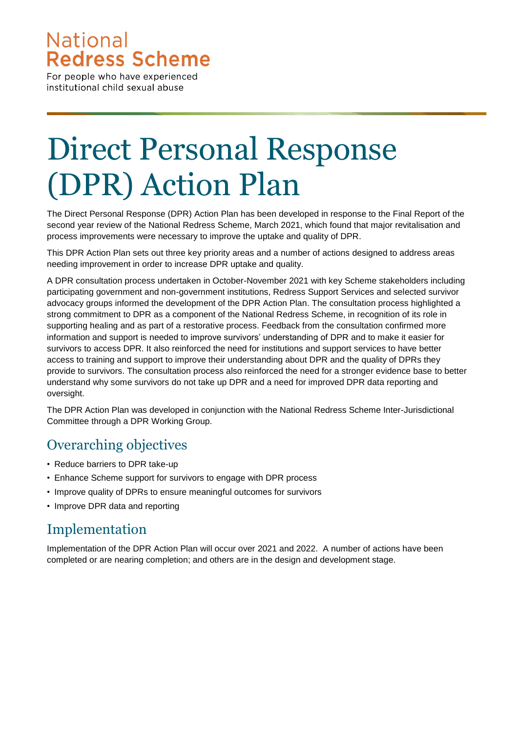National
**Redress Scheme**

For people who have experienced institutional child sexual abuse

# Direct Personal Response (DPR) Action Plan

The Direct Personal Response (DPR) Action Plan has been developed in response to the Final Report of the second year review of the National Redress Scheme, March 2021, which found that major revitalisation and process improvements were necessary to improve the uptake and quality of DPR.

This DPR Action Plan sets out three key priority areas and a number of actions designed to address areas needing improvement in order to increase DPR uptake and quality.

A DPR consultation process undertaken in October-November 2021 with key Scheme stakeholders including participating government and non-government institutions, Redress Support Services and selected survivor advocacy groups informed the development of the DPR Action Plan. The consultation process highlighted a strong commitment to DPR as a component of the National Redress Scheme, in recognition of its role in supporting healing and as part of a restorative process. Feedback from the consultation confirmed more information and support is needed to improve survivors' understanding of DPR and to make it easier for survivors to access DPR. It also reinforced the need for institutions and support services to have better access to training and support to improve their understanding about DPR and the quality of DPRs they provide to survivors. The consultation process also reinforced the need for a stronger evidence base to better understand why some survivors do not take up DPR and a need for improved DPR data reporting and oversight.

The DPR Action Plan was developed in conjunction with the National Redress Scheme Inter-Jurisdictional Committee through a DPR Working Group.

## Overarching objectives

- Reduce barriers to DPR take-up
- Enhance Scheme support for survivors to engage with DPR process
- Improve quality of DPRs to ensure meaningful outcomes for survivors
- Improve DPR data and reporting

## Implementation

Implementation of the DPR Action Plan will occur over 2021 and 2022. A number of actions have been completed or are nearing completion; and others are in the design and development stage.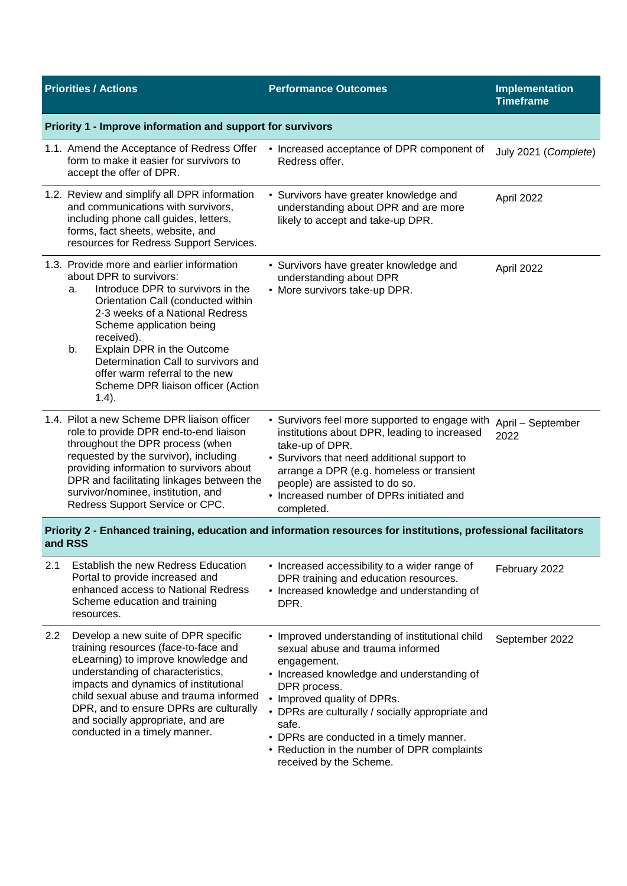| Priorities / Actions | Performance Outcomes | Implementation Timeframe |
|---|---|---|
| **Priority 1 - Improve information and support for survivors** | | |
| 1.1. Amend the Acceptance of Redress Offer form to make it easier for survivors to accept the offer of DPR. | • Increased acceptance of DPR component of Redress offer. | July 2021 (*Complete*) |
| 1.2. Review and simplify all DPR information and communications with survivors, including phone call guides, letters, forms, fact sheets, website, and resources for Redress Support Services. | • Survivors have greater knowledge and understanding about DPR and are more likely to accept and take-up DPR. | April 2022 |
| 1.3. Provide more and earlier information about DPR to survivors:<br>a. Introduce DPR to survivors in the Orientation Call (conducted within 2-3 weeks of a National Redress Scheme application being received).<br>b. Explain DPR in the Outcome Determination Call to survivors and offer warm referral to the new Scheme DPR liaison officer (Action 1.4). | • Survivors have greater knowledge and understanding about DPR<br>• More survivors take-up DPR. | April 2022 |
| 1.4. Pilot a new Scheme DPR liaison officer role to provide DPR end-to-end liaison throughout the DPR process (when requested by the survivor), including providing information to survivors about DPR and facilitating linkages between the survivor/nominee, institution, and Redress Support Service or CPC. | • Survivors feel more supported to engage with institutions about DPR, leading to increased take-up of DPR.<br>• Survivors that need additional support to arrange a DPR (e.g. homeless or transient people) are assisted to do so.<br>• Increased number of DPRs initiated and completed. | April – September 2022 |
| **Priority 2 - Enhanced training, education and information resources for institutions, professional facilitators and RSS** | | |
| 2.1 Establish the new Redress Education Portal to provide increased and enhanced access to National Redress Scheme education and training resources. | • Increased accessibility to a wider range of DPR training and education resources.<br>• Increased knowledge and understanding of DPR. | February 2022 |
| 2.2 Develop a new suite of DPR specific training resources (face-to-face and eLearning) to improve knowledge and understanding of characteristics, impacts and dynamics of institutional child sexual abuse and trauma informed DPR, and to ensure DPRs are culturally and socially appropriate, and are conducted in a timely manner. | • Improved understanding of institutional child sexual abuse and trauma informed engagement.<br>• Increased knowledge and understanding of DPR process.<br>• Improved quality of DPRs.<br>• DPRs are culturally / socially appropriate and safe.<br>• DPRs are conducted in a timely manner.<br>• Reduction in the number of DPR complaints received by the Scheme. | September 2022 |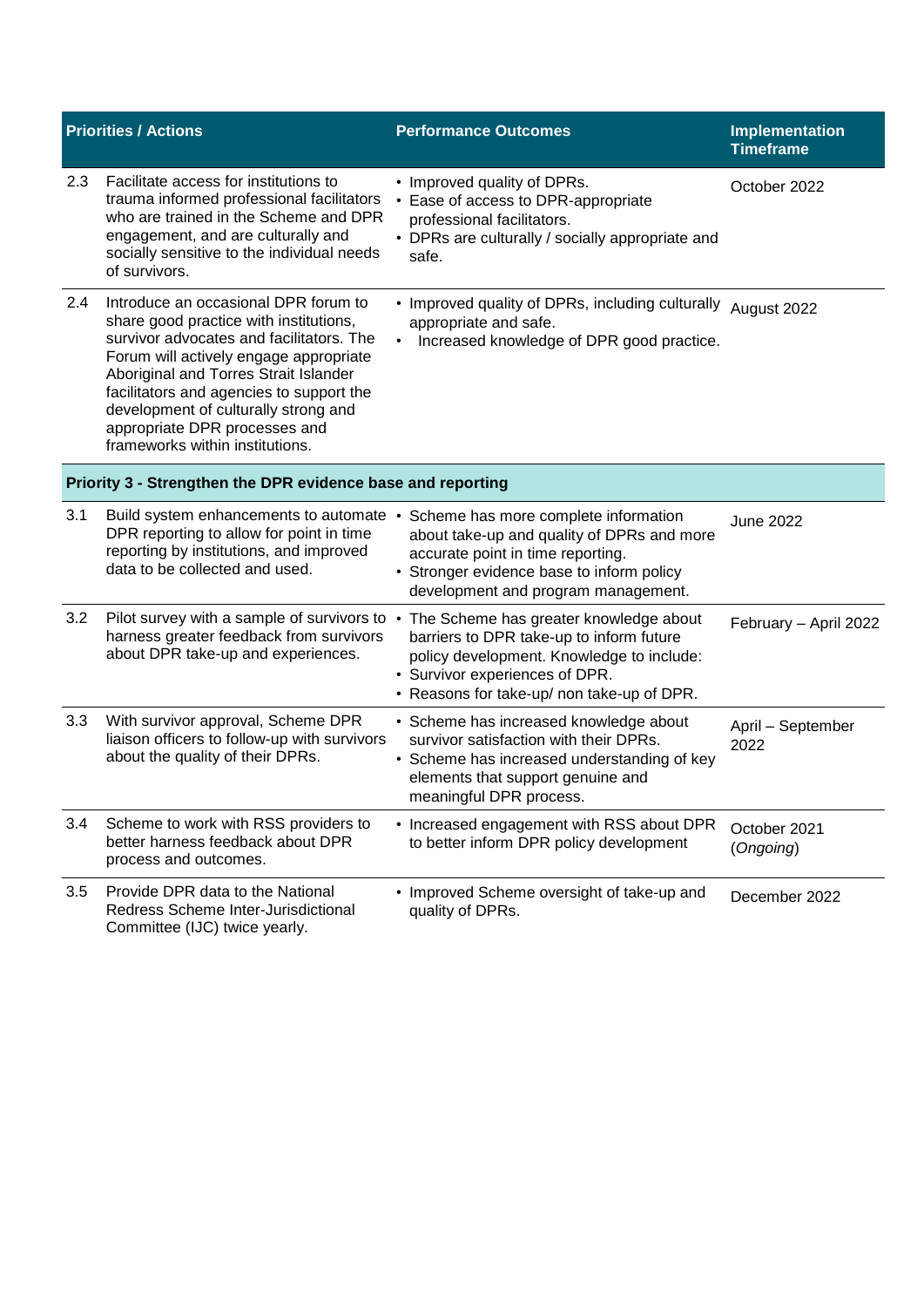| Priorities / Actions | | Performance Outcomes | Implementation Timeframe |
|---|---|---|---|
| 2.3 | Facilitate access for institutions to trauma informed professional facilitators who are trained in the Scheme and DPR engagement, and are culturally and socially sensitive to the individual needs of survivors. | • Improved quality of DPRs.<br>• Ease of access to DPR-appropriate professional facilitators.<br>• DPRs are culturally / socially appropriate and safe. | October 2022 |
| 2.4 | Introduce an occasional DPR forum to share good practice with institutions, survivor advocates and facilitators. The Forum will actively engage appropriate Aboriginal and Torres Strait Islander facilitators and agencies to support the development of culturally strong and appropriate DPR processes and frameworks within institutions. | • Improved quality of DPRs, including culturally appropriate and safe.<br>• Increased knowledge of DPR good practice. | August 2022 |
| **Priority 3 - Strengthen the DPR evidence base and reporting** | | | |
| 3.1 | Build system enhancements to automate DPR reporting to allow for point in time reporting by institutions, and improved data to be collected and used. | • Scheme has more complete information about take-up and quality of DPRs and more accurate point in time reporting.<br>• Stronger evidence base to inform policy development and program management. | June 2022 |
| 3.2 | Pilot survey with a sample of survivors to harness greater feedback from survivors about DPR take-up and experiences. | • The Scheme has greater knowledge about barriers to DPR take-up to inform future policy development. Knowledge to include:<br>• Survivor experiences of DPR.<br>• Reasons for take-up/ non take-up of DPR. | February – April 2022 |
| 3.3 | With survivor approval, Scheme DPR liaison officers to follow-up with survivors about the quality of their DPRs. | • Scheme has increased knowledge about survivor satisfaction with their DPRs.<br>• Scheme has increased understanding of key elements that support genuine and meaningful DPR process. | April – September 2022 |
| 3.4 | Scheme to work with RSS providers to better harness feedback about DPR process and outcomes. | • Increased engagement with RSS about DPR to better inform DPR policy development | October 2021 (*Ongoing*) |
| 3.5 | Provide DPR data to the National Redress Scheme Inter-Jurisdictional Committee (IJC) twice yearly. | • Improved Scheme oversight of take-up and quality of DPRs. | December 2022 |